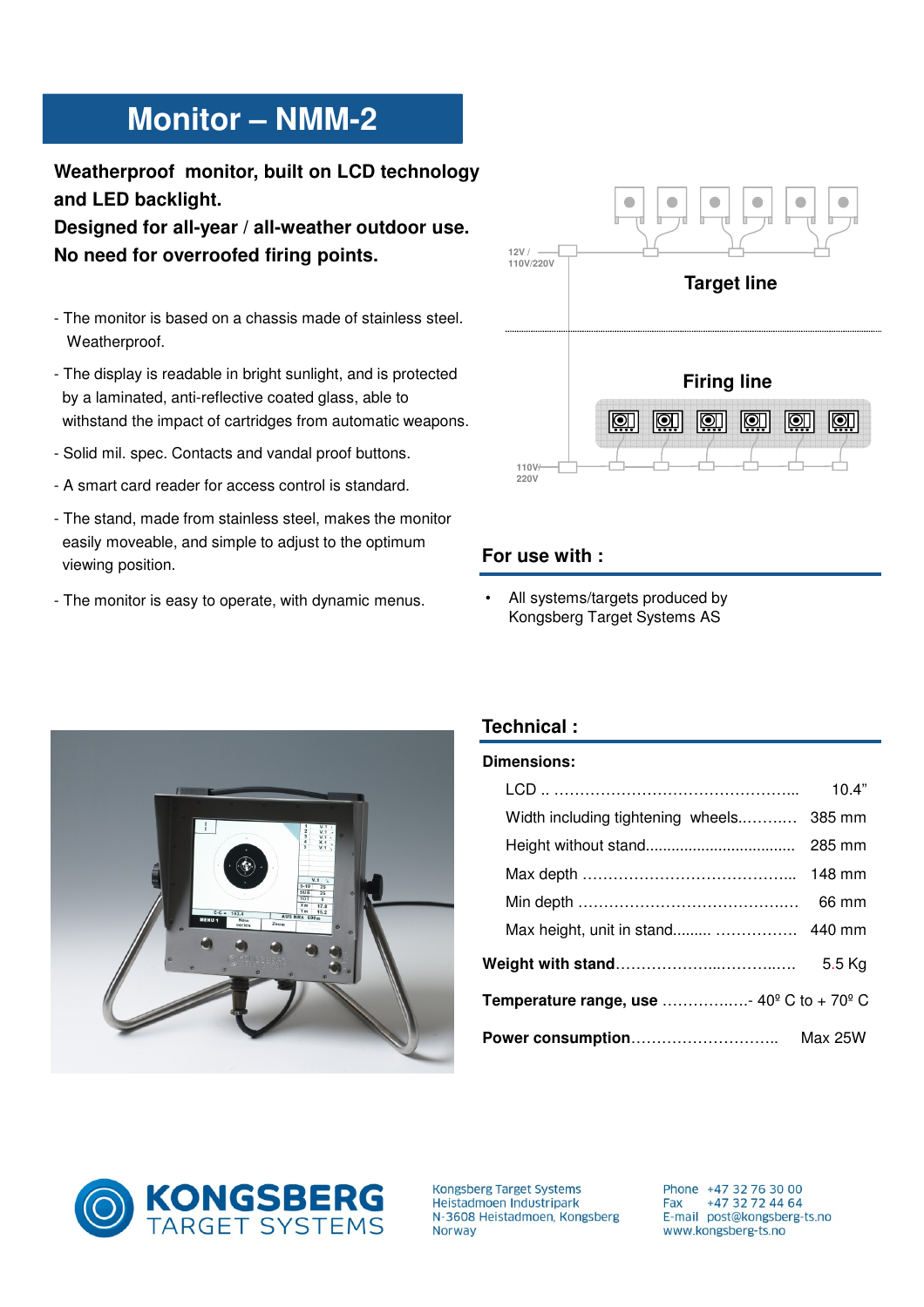# Monitor – NMM-2

**Weatherproof monitor, built on LCD technology and LED backlight.**
**Designed for all-year / all-weather outdoor use.**
**No need for overroofed firing points.**

- The monitor is based on a chassis made of stainless steel. Weatherproof.
- The display is readable in bright sunlight, and is protected by a laminated, anti-reflective coated glass, able to withstand the impact of cartridges from automatic weapons.
- Solid mil. spec. Contacts and vandal proof buttons.
- A smart card reader for access control is standard.
- The stand, made from stainless steel, makes the monitor easily moveable, and simple to adjust to the optimum viewing position.
- The monitor is easy to operate, with dynamic menus.

12V / 110V/220V

Target line

Firing line

110V/ 220V

## For use with :

- All systems/targets produced by Kongsberg Target Systems AS

## Technical :

**Dimensions:**

| | |
|---|---|
| LCD | 10.4" |
| Width including tightening wheels | 385 mm |
| Height without stand | 285 mm |
| Max depth | 148 mm |
| Min depth | 66 mm |
| Max height, unit in stand | 440 mm |

**Weight with stand**……………………………… 5.5 Kg

**Temperature range, use** ……………..- 40º C to + 70º C

**Power consumption**……………………….. Max 25W

KONGSBERG TARGET SYSTEMS

Kongsberg Target Systems
Heistadmoen Industripark
N-3608 Heistadmoen, Kongsberg
Norway

Phone +47 32 76 30 00
Fax +47 32 72 44 64
E-mail post@kongsberg-ts.no
www.kongsberg-ts.no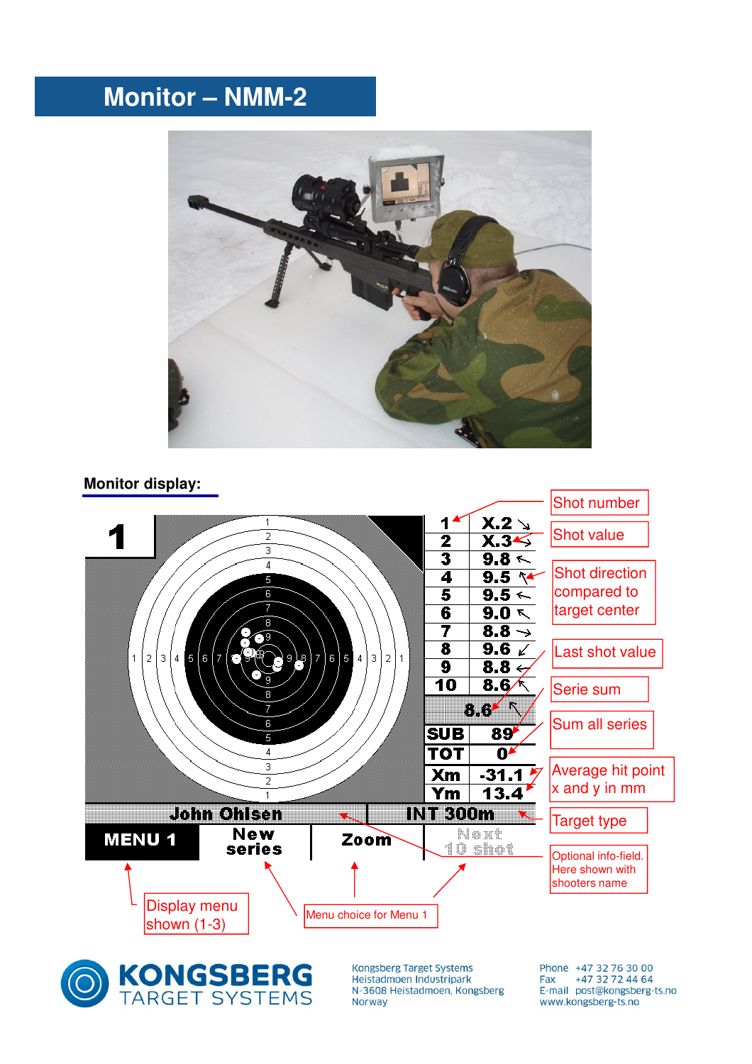# Monitor – NMM-2

**Monitor display:**

1

| | | |
|---|---|---|
| 1 | X.2 | ↘ |
| 2 | X.3 | → |
| 3 | 9.8 | ↖ |
| 4 | 9.5 | ↖ |
| 5 | 9.5 | ← |
| 6 | 9.0 | ↖ |
| 7 | 8.8 | → |
| 8 | 9.6 | ↙ |
| 9 | 8.8 | ← |
| 10 | 8.6 | ↖ |
| | 8.6 | ↖ |
| SUB | 89 | |
| TOT | 0 | |
| Xm | -31.1 | |
| Ym | 13.4 | |

John Ohlsen | INT 300m

MENU 1 | New series | Zoom | Next 10 shot

Shot number

Shot value

Shot direction compared to target center

Last shot value

Serie sum

Sum all series

Average hit point x and y in mm

Target type

Optional info-field. Here shown with shooters name

Display menu shown (1-3)

Menu choice for Menu 1

KONGSBERG TARGET SYSTEMS

Kongsberg Target Systems
Heistadmoen Industripark
N-3608 Heistadmoen, Kongsberg
Norway

Phone +47 32 76 30 00
Fax +47 32 72 44 64
E-mail post@kongsberg-ts.no
www.kongsberg-ts.no